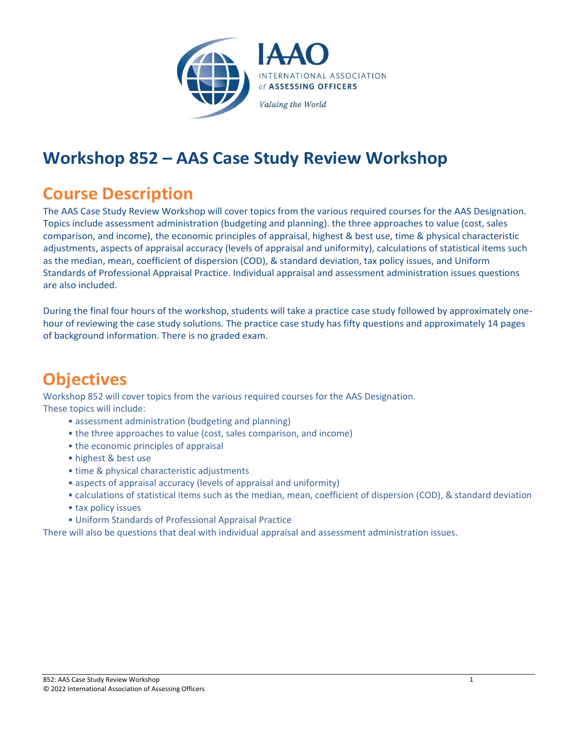IAAO

INTERNATIONAL ASSOCIATION *of* **ASSESSING OFFICERS**

*Valuing the World*

# Workshop 852 – AAS Case Study Review Workshop

## Course Description

The AAS Case Study Review Workshop will cover topics from the various required courses for the AAS Designation. Topics include assessment administration (budgeting and planning). the three approaches to value (cost, sales comparison, and income), the economic principles of appraisal, highest & best use, time & physical characteristic adjustments, aspects of appraisal accuracy (levels of appraisal and uniformity), calculations of statistical items such as the median, mean, coefficient of dispersion (COD), & standard deviation, tax policy issues, and Uniform Standards of Professional Appraisal Practice. Individual appraisal and assessment administration issues questions are also included.

During the final four hours of the workshop, students will take a practice case study followed by approximately one-hour of reviewing the case study solutions. The practice case study has fifty questions and approximately 14 pages of background information. There is no graded exam.

## Objectives

Workshop 852 will cover topics from the various required courses for the AAS Designation.
These topics will include:

- assessment administration (budgeting and planning)
- the three approaches to value (cost, sales comparison, and income)
- the economic principles of appraisal
- highest & best use
- time & physical characteristic adjustments
- aspects of appraisal accuracy (levels of appraisal and uniformity)
- calculations of statistical items such as the median, mean, coefficient of dispersion (COD), & standard deviation
- tax policy issues
- Uniform Standards of Professional Appraisal Practice

There will also be questions that deal with individual appraisal and assessment administration issues.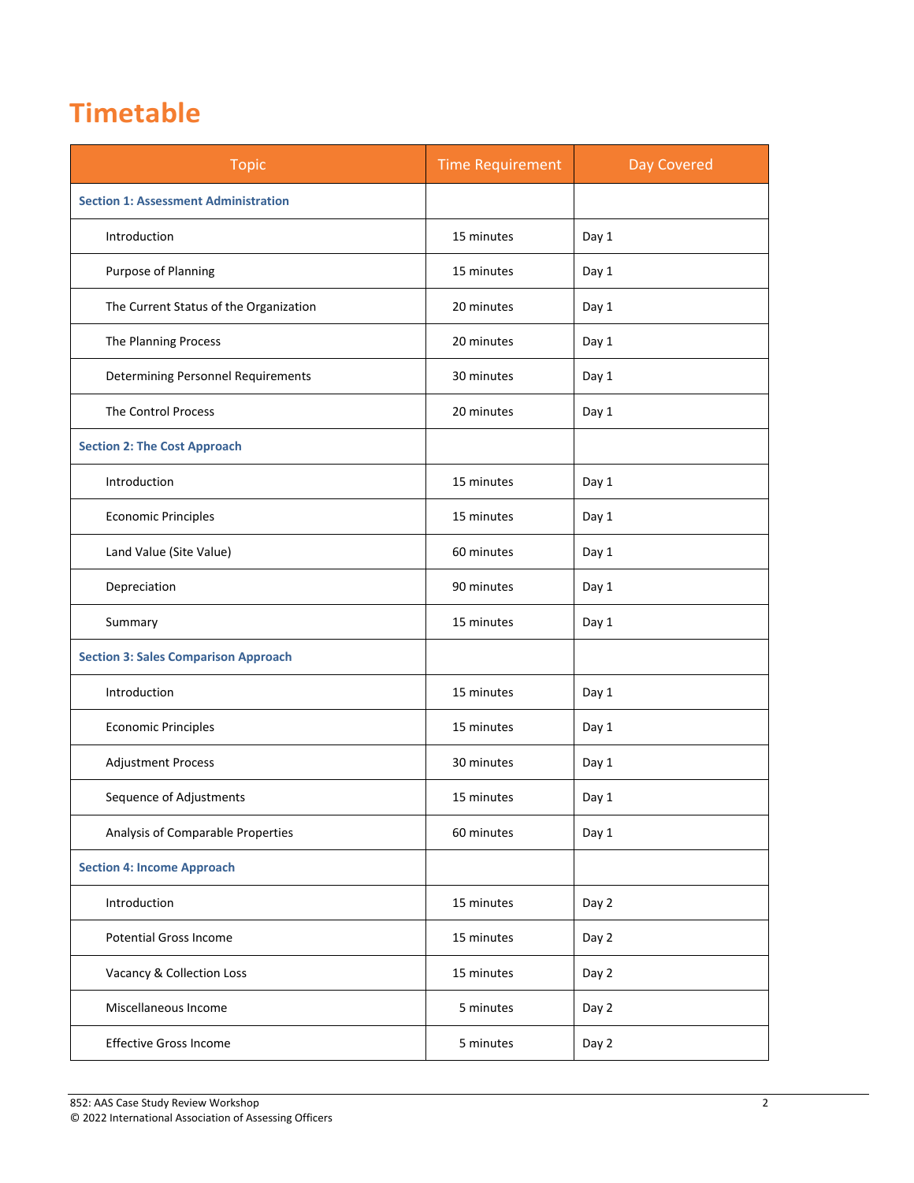# Timetable

| Topic | Time Requirement | Day Covered |
| --- | --- | --- |
| **Section 1: Assessment Administration** | | |
| Introduction | 15 minutes | Day 1 |
| Purpose of Planning | 15 minutes | Day 1 |
| The Current Status of the Organization | 20 minutes | Day 1 |
| The Planning Process | 20 minutes | Day 1 |
| Determining Personnel Requirements | 30 minutes | Day 1 |
| The Control Process | 20 minutes | Day 1 |
| **Section 2: The Cost Approach** | | |
| Introduction | 15 minutes | Day 1 |
| Economic Principles | 15 minutes | Day 1 |
| Land Value (Site Value) | 60 minutes | Day 1 |
| Depreciation | 90 minutes | Day 1 |
| Summary | 15 minutes | Day 1 |
| **Section 3: Sales Comparison Approach** | | |
| Introduction | 15 minutes | Day 1 |
| Economic Principles | 15 minutes | Day 1 |
| Adjustment Process | 30 minutes | Day 1 |
| Sequence of Adjustments | 15 minutes | Day 1 |
| Analysis of Comparable Properties | 60 minutes | Day 1 |
| **Section 4: Income Approach** | | |
| Introduction | 15 minutes | Day 2 |
| Potential Gross Income | 15 minutes | Day 2 |
| Vacancy & Collection Loss | 15 minutes | Day 2 |
| Miscellaneous Income | 5 minutes | Day 2 |
| Effective Gross Income | 5 minutes | Day 2 |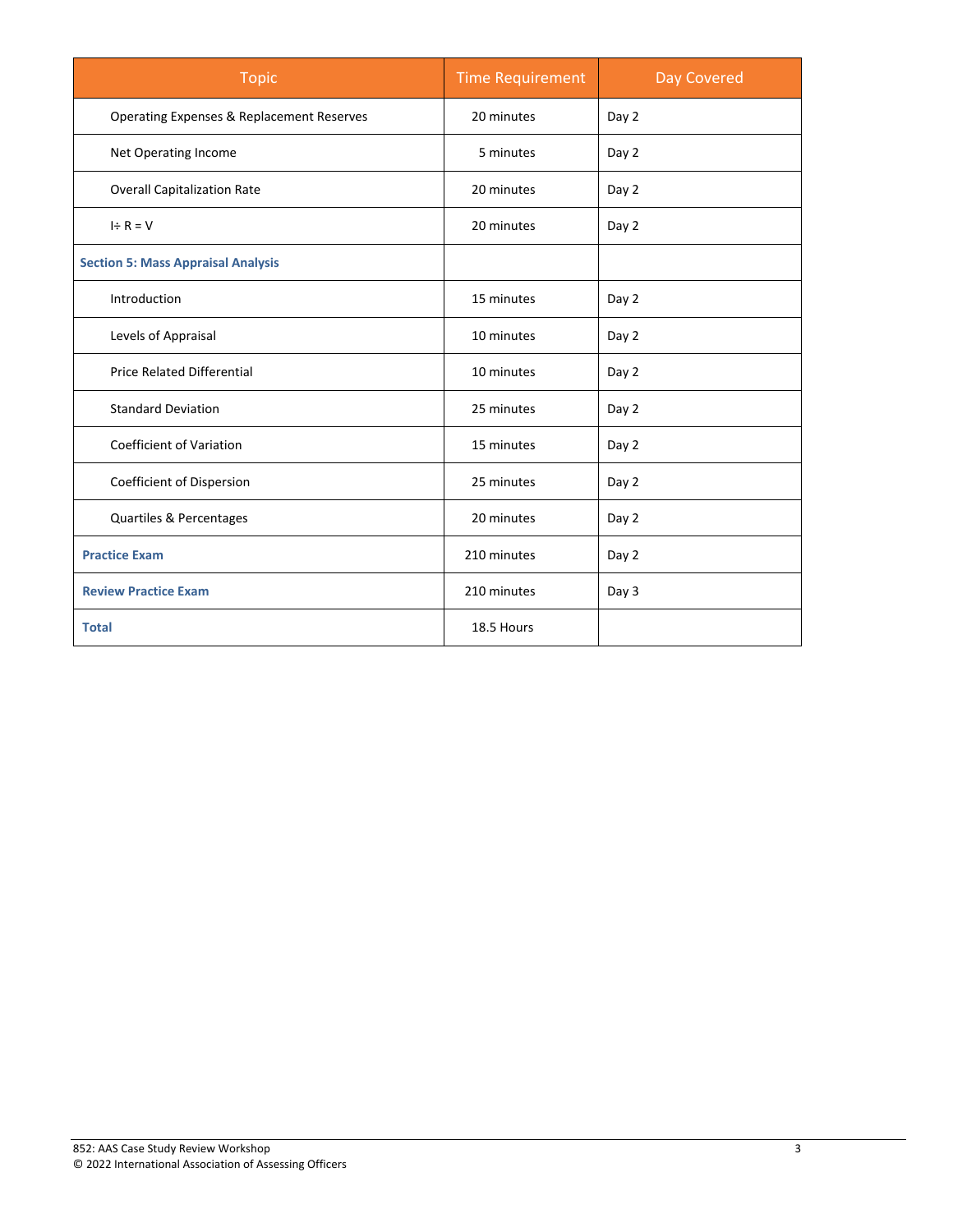| Topic | Time Requirement | Day Covered |
|---|---|---|
| Operating Expenses & Replacement Reserves | 20 minutes | Day 2 |
| Net Operating Income | 5 minutes | Day 2 |
| Overall Capitalization Rate | 20 minutes | Day 2 |
| I÷ R = V | 20 minutes | Day 2 |
| **Section 5: Mass Appraisal Analysis** | | |
| Introduction | 15 minutes | Day 2 |
| Levels of Appraisal | 10 minutes | Day 2 |
| Price Related Differential | 10 minutes | Day 2 |
| Standard Deviation | 25 minutes | Day 2 |
| Coefficient of Variation | 15 minutes | Day 2 |
| Coefficient of Dispersion | 25 minutes | Day 2 |
| Quartiles & Percentages | 20 minutes | Day 2 |
| **Practice Exam** | 210 minutes | Day 2 |
| **Review Practice Exam** | 210 minutes | Day 3 |
| **Total** | 18.5 Hours | |